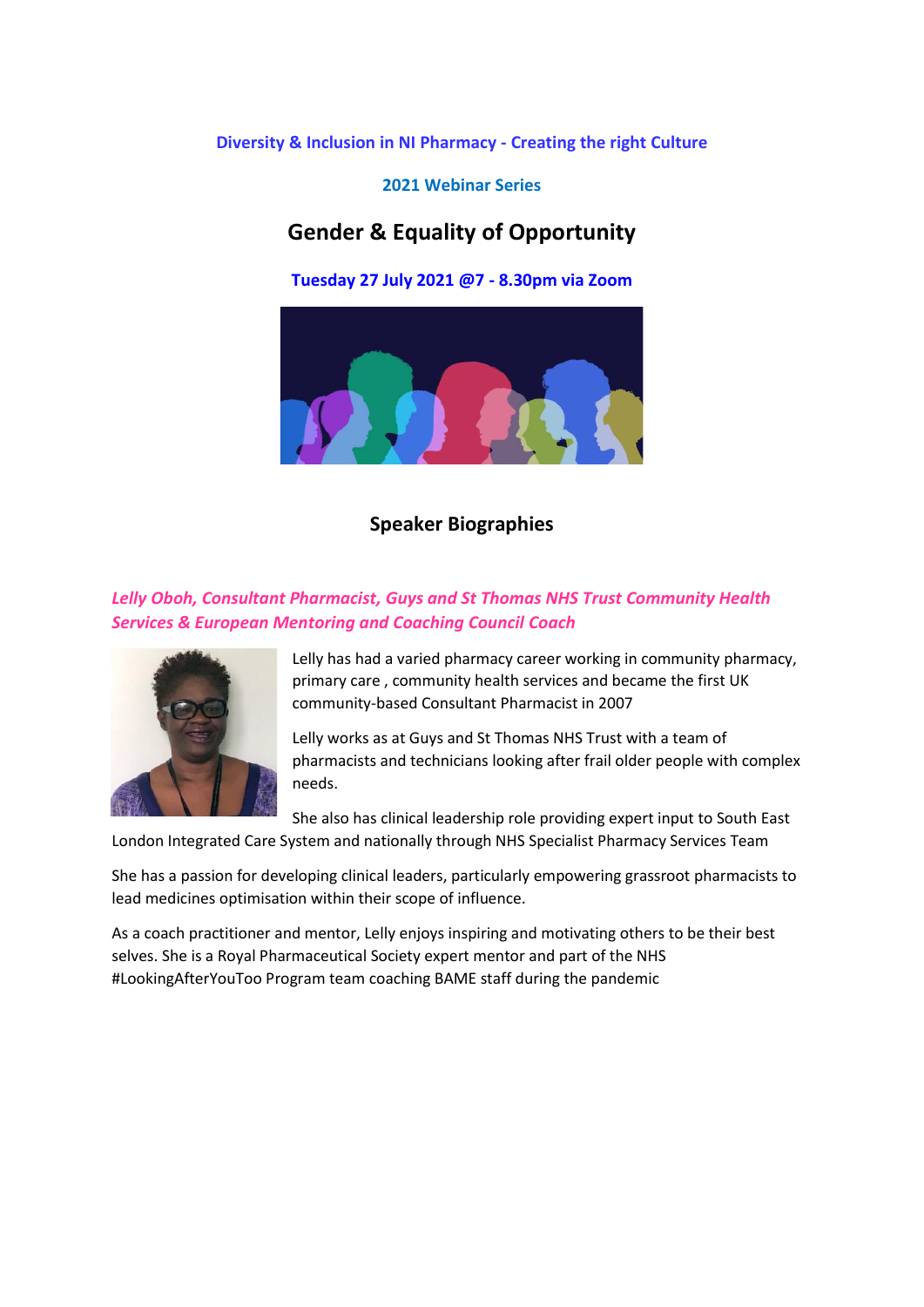**Diversity & Inclusion in NI Pharmacy - Creating the right Culture**

**2021 Webinar Series**

# Gender & Equality of Opportunity

**Tuesday 27 July 2021 @7 - 8.30pm via Zoom**

## Speaker Biographies

### *Lelly Oboh, Consultant Pharmacist, Guys and St Thomas NHS Trust Community Health Services & European Mentoring and Coaching Council Coach*

Lelly has had a varied pharmacy career working in community pharmacy, primary care , community health services and became the first UK community-based Consultant Pharmacist in 2007

Lelly works as at Guys and St Thomas NHS Trust with a team of pharmacists and technicians looking after frail older people with complex needs.

She also has clinical leadership role providing expert input to South East London Integrated Care System and nationally through NHS Specialist Pharmacy Services Team

She has a passion for developing clinical leaders, particularly empowering grassroot pharmacists to lead medicines optimisation within their scope of influence.

As a coach practitioner and mentor, Lelly enjoys inspiring and motivating others to be their best selves. She is a Royal Pharmaceutical Society expert mentor and part of the NHS #LookingAfterYouToo Program team coaching BAME staff during the pandemic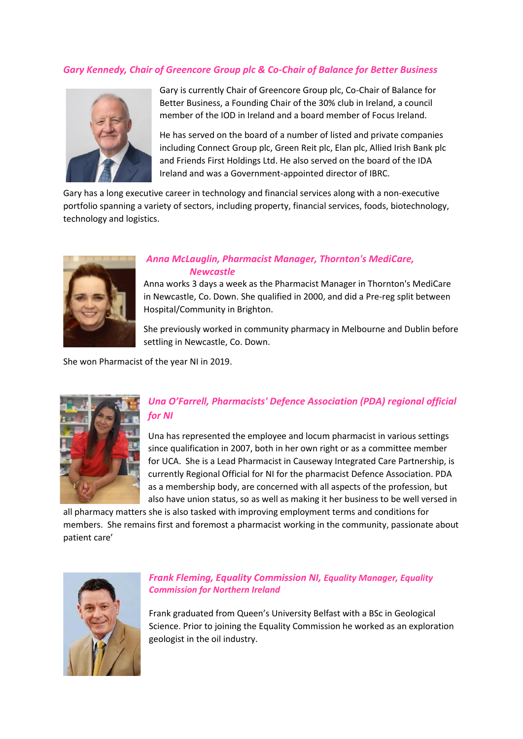### *Gary Kennedy, Chair of Greencore Group plc & Co-Chair of Balance for Better Business*

Gary is currently Chair of Greencore Group plc, Co-Chair of Balance for Better Business, a Founding Chair of the 30% club in Ireland, a council member of the IOD in Ireland and a board member of Focus Ireland.

He has served on the board of a number of listed and private companies including Connect Group plc, Green Reit plc, Elan plc, Allied Irish Bank plc and Friends First Holdings Ltd. He also served on the board of the IDA Ireland and was a Government-appointed director of IBRC.

Gary has a long executive career in technology and financial services along with a non-executive portfolio spanning a variety of sectors, including property, financial services, foods, biotechnology, technology and logistics.

### *Anna McLauglin, Pharmacist Manager, Thornton's MediCare, Newcastle*

Anna works 3 days a week as the Pharmacist Manager in Thornton's MediCare in Newcastle, Co. Down. She qualified in 2000, and did a Pre-reg split between Hospital/Community in Brighton.

She previously worked in community pharmacy in Melbourne and Dublin before settling in Newcastle, Co. Down.

She won Pharmacist of the year NI in 2019.

### *Una O'Farrell, Pharmacists' Defence Association (PDA) regional official for NI*

Una has represented the employee and locum pharmacist in various settings since qualification in 2007, both in her own right or as a committee member for UCA. She is a Lead Pharmacist in Causeway Integrated Care Partnership, is currently Regional Official for NI for the pharmacist Defence Association. PDA as a membership body, are concerned with all aspects of the profession, but also have union status, so as well as making it her business to be well versed in all pharmacy matters she is also tasked with improving employment terms and conditions for members. She remains first and foremost a pharmacist working in the community, passionate about patient care'

### *Frank Fleming, Equality Commission NI, Equality Manager, Equality Commission for Northern Ireland*

Frank graduated from Queen's University Belfast with a BSc in Geological Science. Prior to joining the Equality Commission he worked as an exploration geologist in the oil industry.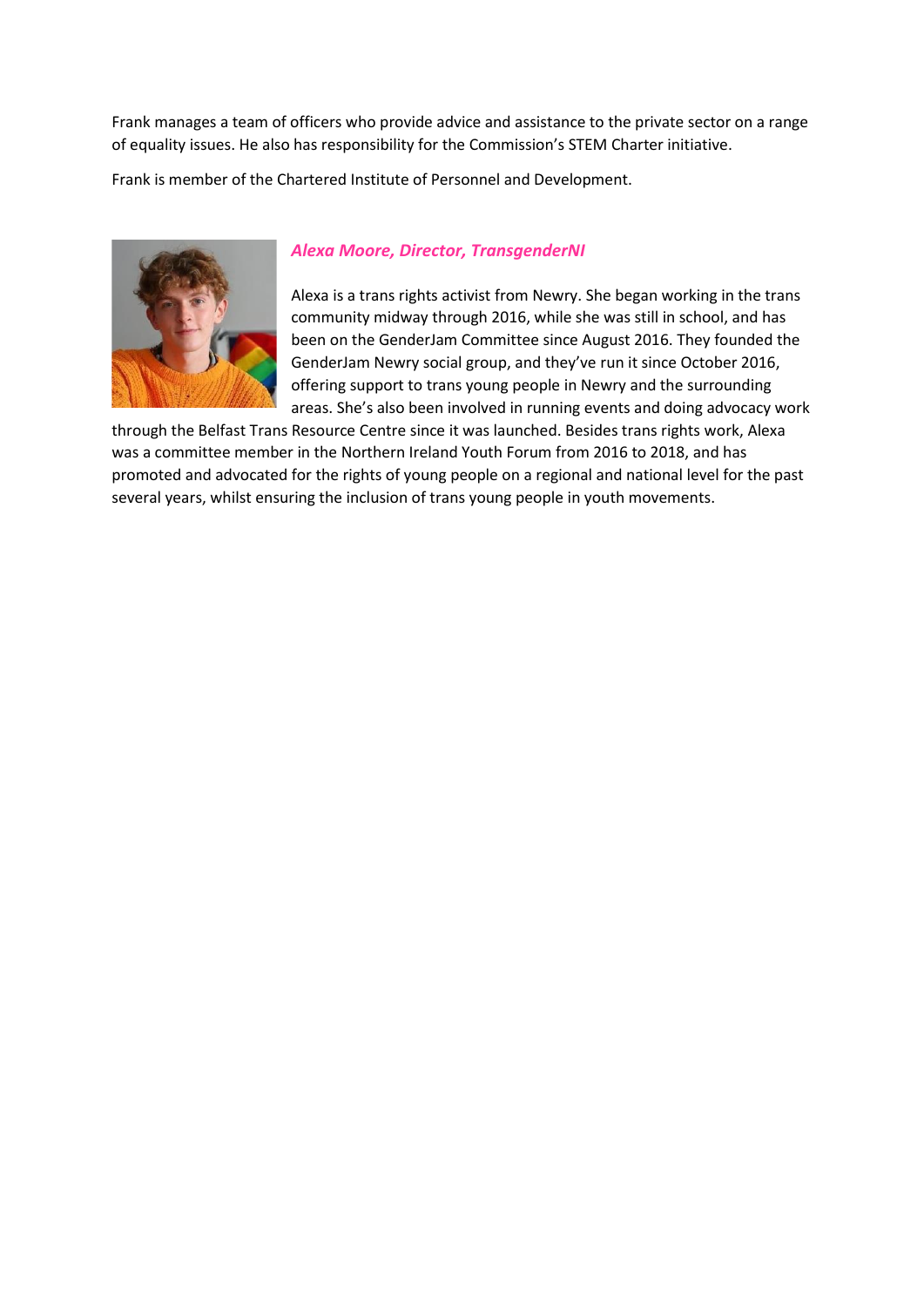Frank manages a team of officers who provide advice and assistance to the private sector on a range of equality issues. He also has responsibility for the Commission's STEM Charter initiative.

Frank is member of the Chartered Institute of Personnel and Development.

### *Alexa Moore, Director, TransgenderNI*

Alexa is a trans rights activist from Newry. She began working in the trans community midway through 2016, while she was still in school, and has been on the GenderJam Committee since August 2016. They founded the GenderJam Newry social group, and they've run it since October 2016, offering support to trans young people in Newry and the surrounding areas. She's also been involved in running events and doing advocacy work through the Belfast Trans Resource Centre since it was launched. Besides trans rights work, Alexa was a committee member in the Northern Ireland Youth Forum from 2016 to 2018, and has promoted and advocated for the rights of young people on a regional and national level for the past several years, whilst ensuring the inclusion of trans young people in youth movements.